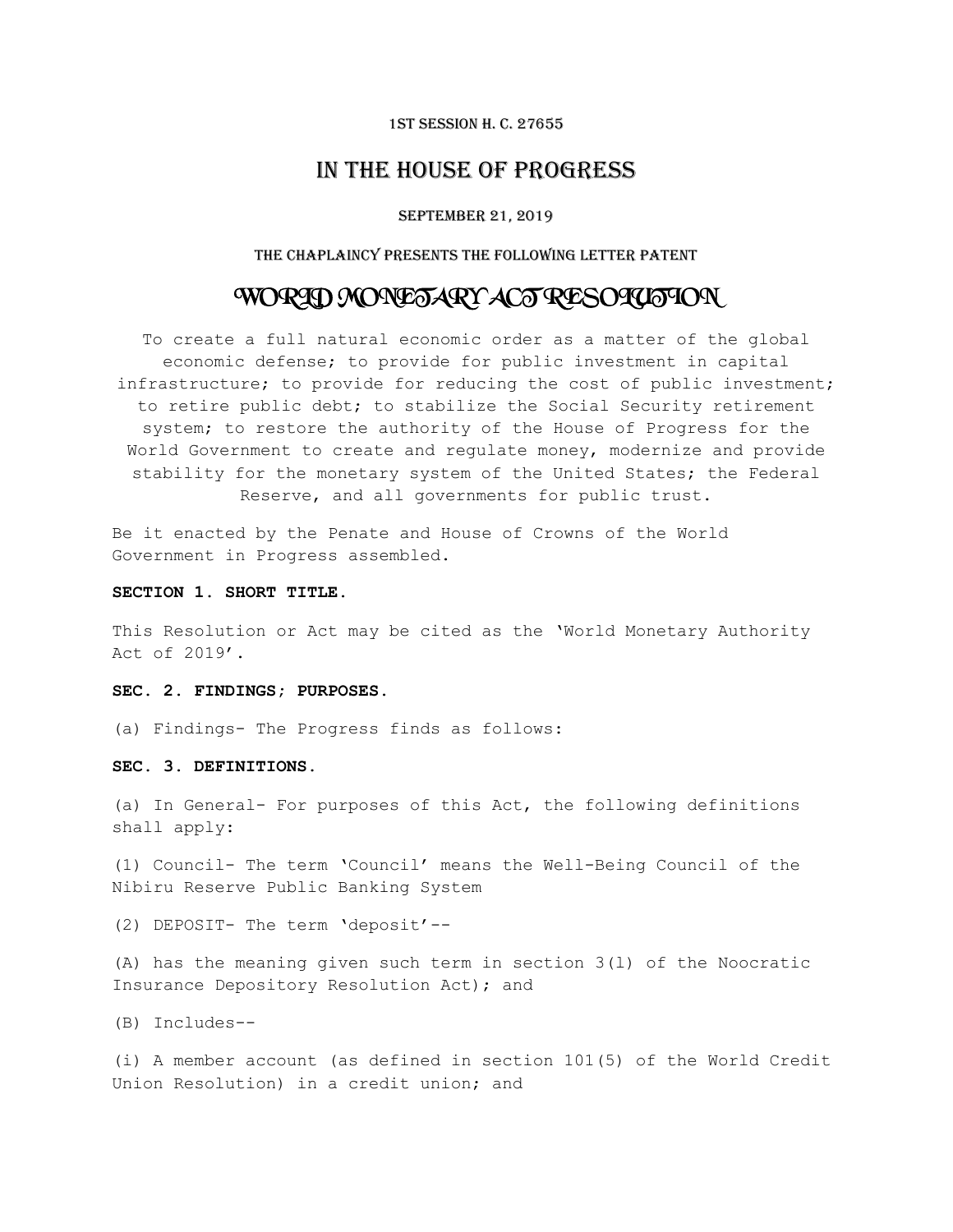1ST SESSION H. C. 27655

# IN THE HOUSE OF PROGRESS

SEPTEMBER 21, 2019

THE CHAPLAINCY PRESENTS THE FOLLOWING LETTER PATENT

# WORLD MONETARY ACT RESOLUTION

To create a full natural economic order as a matter of the global economic defense; to provide for public investment in capital infrastructure; to provide for reducing the cost of public investment; to retire public debt; to stabilize the Social Security retirement system; to restore the authority of the House of Progress for the World Government to create and regulate money, modernize and provide stability for the monetary system of the United States; the Federal Reserve, and all governments for public trust.

Be it enacted by the Penate and House of Crowns of the World Government in Progress assembled.

**SECTION 1. SHORT TITLE.**

This Resolution or Act may be cited as the 'World Monetary Authority Act of 2019'.

**SEC. 2. FINDINGS; PURPOSES.**

(a) Findings- The Progress finds as follows:

**SEC. 3. DEFINITIONS.**

(a) In General- For purposes of this Act, the following definitions shall apply:

(1) Council- The term 'Council' means the Well-Being Council of the Nibiru Reserve Public Banking System

(2) DEPOSIT- The term 'deposit'--

(A) has the meaning given such term in section 3(l) of the Noocratic Insurance Depository Resolution Act); and

(B) Includes--

(i) A member account (as defined in section 101(5) of the World Credit Union Resolution) in a credit union; and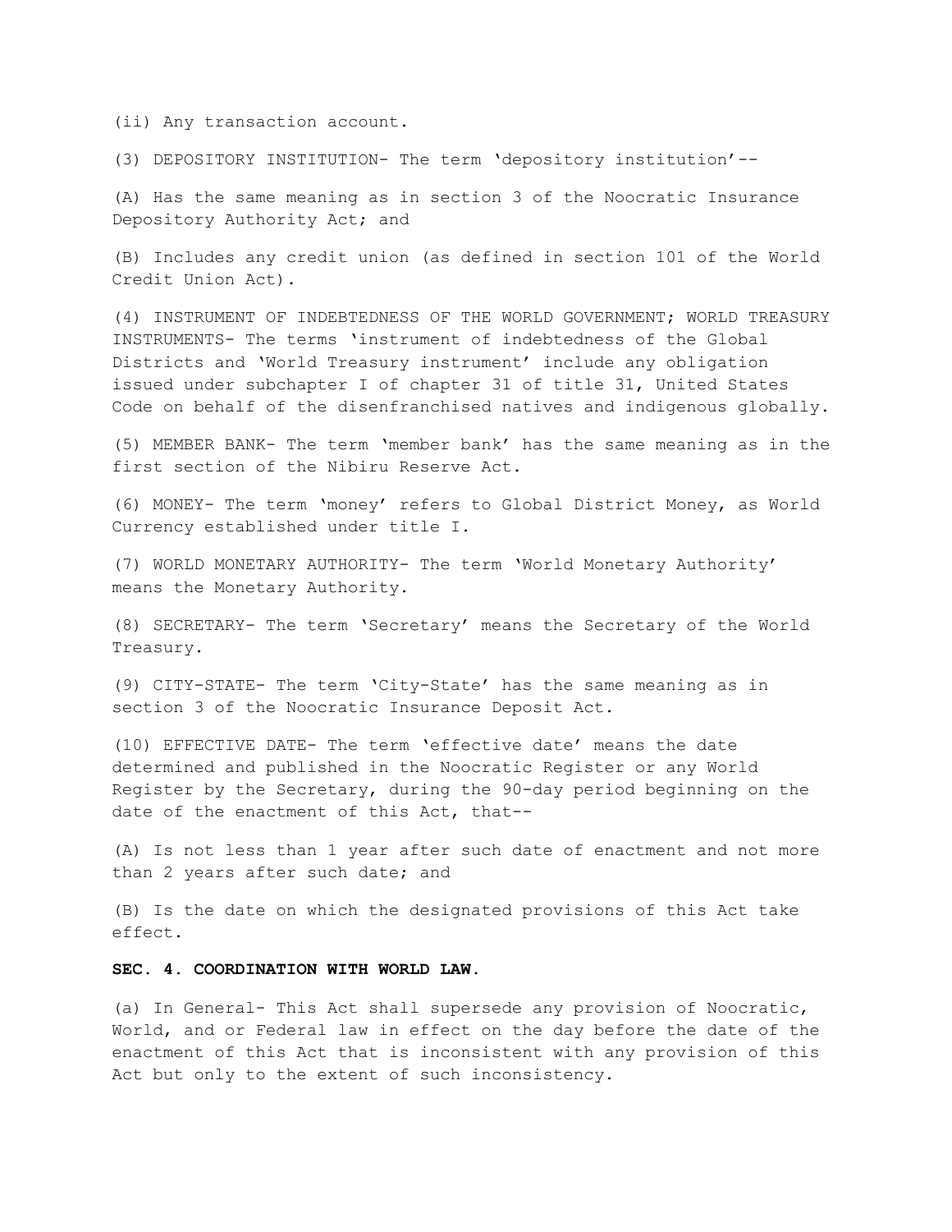(ii) Any transaction account.

(3) DEPOSITORY INSTITUTION- The term ‘depository institution’--

(A) Has the same meaning as in section 3 of the Noocratic Insurance Depository Authority Act; and

(B) Includes any credit union (as defined in section 101 of the World Credit Union Act).

(4) INSTRUMENT OF INDEBTEDNESS OF THE WORLD GOVERNMENT; WORLD TREASURY INSTRUMENTS- The terms ‘instrument of indebtedness of the Global Districts and ‘World Treasury instrument’ include any obligation issued under subchapter I of chapter 31 of title 31, United States Code on behalf of the disenfranchised natives and indigenous globally.

(5) MEMBER BANK- The term ‘member bank’ has the same meaning as in the first section of the Nibiru Reserve Act.

(6) MONEY- The term ‘money’ refers to Global District Money, as World Currency established under title I.

(7) WORLD MONETARY AUTHORITY- The term ‘World Monetary Authority’ means the Monetary Authority.

(8) SECRETARY- The term ‘Secretary’ means the Secretary of the World Treasury.

(9) CITY-STATE- The term ‘City-State’ has the same meaning as in section 3 of the Noocratic Insurance Deposit Act.

(10) EFFECTIVE DATE- The term ‘effective date’ means the date determined and published in the Noocratic Register or any World Register by the Secretary, during the 90-day period beginning on the date of the enactment of this Act, that--

(A) Is not less than 1 year after such date of enactment and not more than 2 years after such date; and

(B) Is the date on which the designated provisions of this Act take effect.

**SEC. 4. COORDINATION WITH WORLD LAW.**

(a) In General- This Act shall supersede any provision of Noocratic, World, and or Federal law in effect on the day before the date of the enactment of this Act that is inconsistent with any provision of this Act but only to the extent of such inconsistency.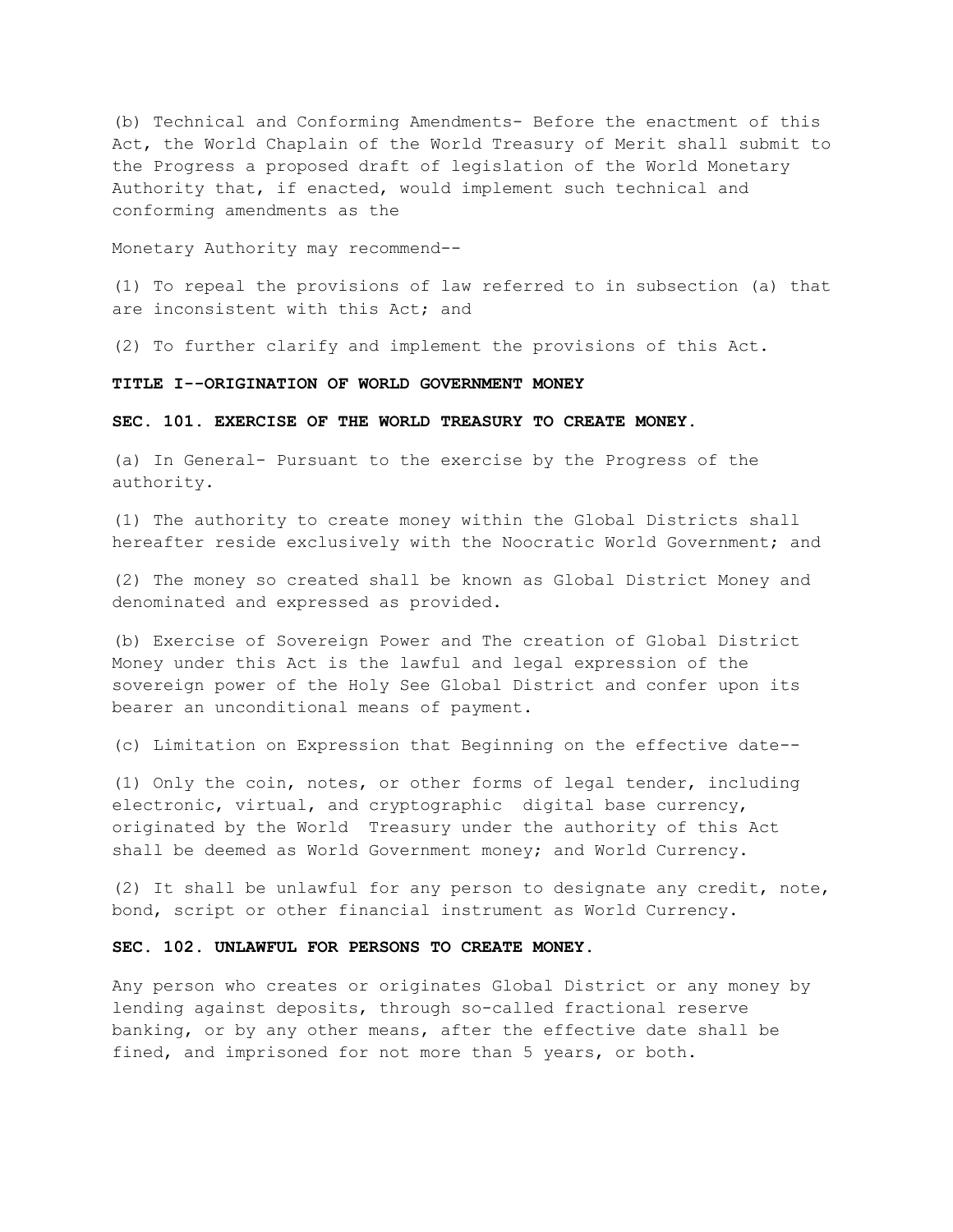(b) Technical and Conforming Amendments- Before the enactment of this Act, the World Chaplain of the World Treasury of Merit shall submit to the Progress a proposed draft of legislation of the World Monetary Authority that, if enacted, would implement such technical and conforming amendments as the

Monetary Authority may recommend--

(1) To repeal the provisions of law referred to in subsection (a) that are inconsistent with this Act; and

(2) To further clarify and implement the provisions of this Act.

**TITLE I--ORIGINATION OF WORLD GOVERNMENT MONEY**

**SEC. 101. EXERCISE OF THE WORLD TREASURY TO CREATE MONEY.**

(a) In General- Pursuant to the exercise by the Progress of the authority.

(1) The authority to create money within the Global Districts shall hereafter reside exclusively with the Noocratic World Government; and

(2) The money so created shall be known as Global District Money and denominated and expressed as provided.

(b) Exercise of Sovereign Power and The creation of Global District Money under this Act is the lawful and legal expression of the sovereign power of the Holy See Global District and confer upon its bearer an unconditional means of payment.

(c) Limitation on Expression that Beginning on the effective date--

(1) Only the coin, notes, or other forms of legal tender, including electronic, virtual, and cryptographic digital base currency, originated by the World Treasury under the authority of this Act shall be deemed as World Government money; and World Currency.

(2) It shall be unlawful for any person to designate any credit, note, bond, script or other financial instrument as World Currency.

**SEC. 102. UNLAWFUL FOR PERSONS TO CREATE MONEY.**

Any person who creates or originates Global District or any money by lending against deposits, through so-called fractional reserve banking, or by any other means, after the effective date shall be fined, and imprisoned for not more than 5 years, or both.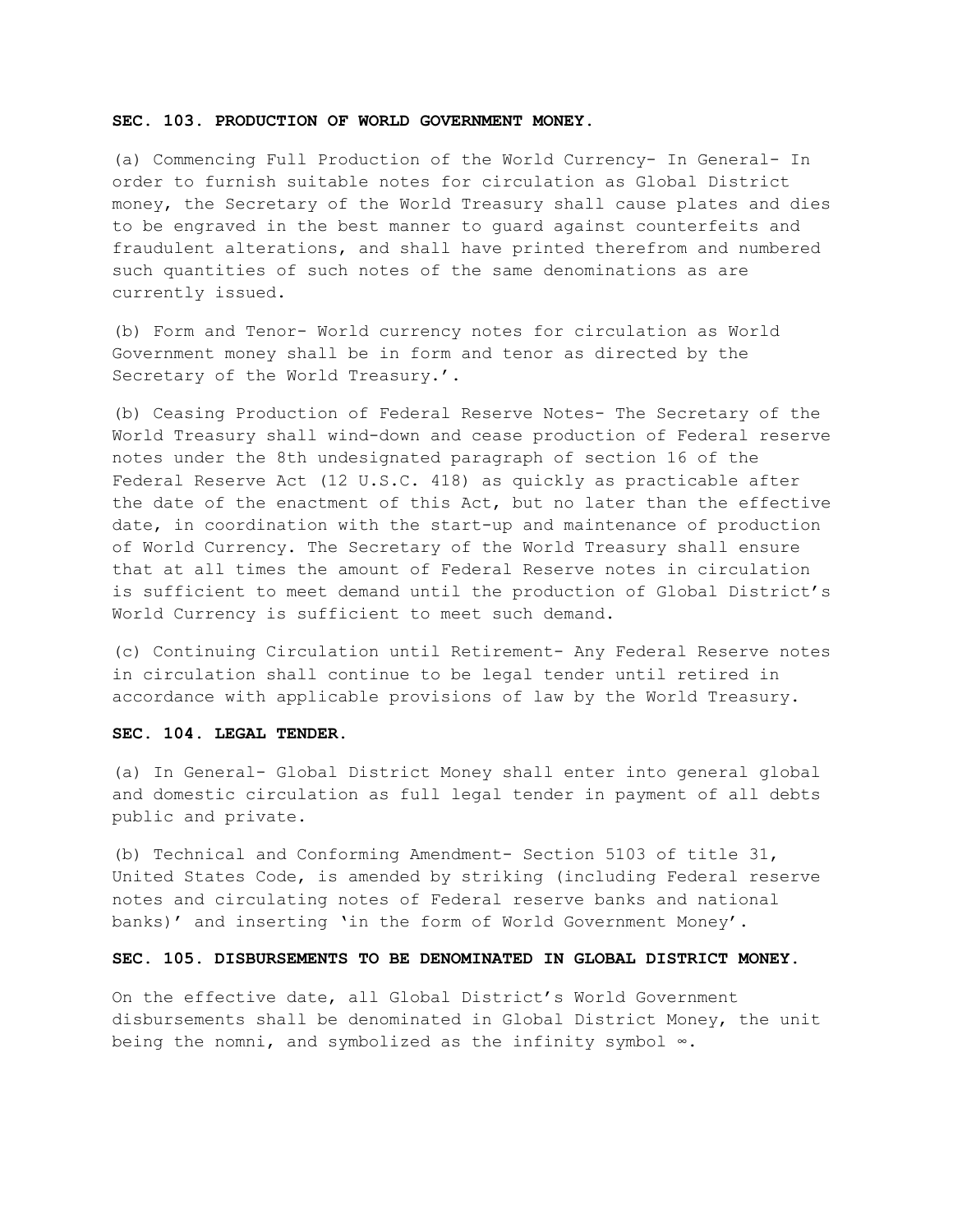**SEC. 103. PRODUCTION OF WORLD GOVERNMENT MONEY.**

(a) Commencing Full Production of the World Currency- In General- In order to furnish suitable notes for circulation as Global District money, the Secretary of the World Treasury shall cause plates and dies to be engraved in the best manner to guard against counterfeits and fraudulent alterations, and shall have printed therefrom and numbered such quantities of such notes of the same denominations as are currently issued.

(b) Form and Tenor- World currency notes for circulation as World Government money shall be in form and tenor as directed by the Secretary of the World Treasury.'.

(b) Ceasing Production of Federal Reserve Notes- The Secretary of the World Treasury shall wind-down and cease production of Federal reserve notes under the 8th undesignated paragraph of section 16 of the Federal Reserve Act (12 U.S.C. 418) as quickly as practicable after the date of the enactment of this Act, but no later than the effective date, in coordination with the start-up and maintenance of production of World Currency. The Secretary of the World Treasury shall ensure that at all times the amount of Federal Reserve notes in circulation is sufficient to meet demand until the production of Global District's World Currency is sufficient to meet such demand.

(c) Continuing Circulation until Retirement- Any Federal Reserve notes in circulation shall continue to be legal tender until retired in accordance with applicable provisions of law by the World Treasury.

**SEC. 104. LEGAL TENDER.**

(a) In General- Global District Money shall enter into general global and domestic circulation as full legal tender in payment of all debts public and private.

(b) Technical and Conforming Amendment- Section 5103 of title 31, United States Code, is amended by striking (including Federal reserve notes and circulating notes of Federal reserve banks and national banks)' and inserting 'in the form of World Government Money'.

**SEC. 105. DISBURSEMENTS TO BE DENOMINATED IN GLOBAL DISTRICT MONEY.**

On the effective date, all Global District's World Government disbursements shall be denominated in Global District Money, the unit being the nomni, and symbolized as the infinity symbol ∞.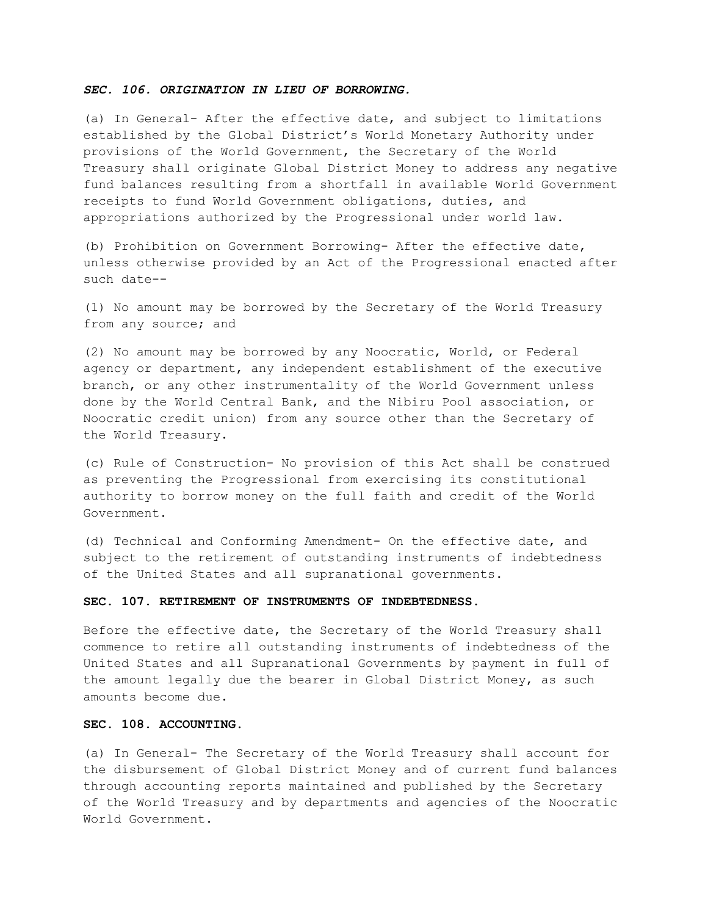### ***SEC. 106. ORIGINATION IN LIEU OF BORROWING.***

(a) In General- After the effective date, and subject to limitations established by the Global District's World Monetary Authority under provisions of the World Government, the Secretary of the World Treasury shall originate Global District Money to address any negative fund balances resulting from a shortfall in available World Government receipts to fund World Government obligations, duties, and appropriations authorized by the Progressional under world law.

(b) Prohibition on Government Borrowing- After the effective date, unless otherwise provided by an Act of the Progressional enacted after such date--

(1) No amount may be borrowed by the Secretary of the World Treasury from any source; and

(2) No amount may be borrowed by any Noocratic, World, or Federal agency or department, any independent establishment of the executive branch, or any other instrumentality of the World Government unless done by the World Central Bank, and the Nibiru Pool association, or Noocratic credit union) from any source other than the Secretary of the World Treasury.

(c) Rule of Construction- No provision of this Act shall be construed as preventing the Progressional from exercising its constitutional authority to borrow money on the full faith and credit of the World Government.

(d) Technical and Conforming Amendment- On the effective date, and subject to the retirement of outstanding instruments of indebtedness of the United States and all supranational governments.

### **SEC. 107. RETIREMENT OF INSTRUMENTS OF INDEBTEDNESS.**

Before the effective date, the Secretary of the World Treasury shall commence to retire all outstanding instruments of indebtedness of the United States and all Supranational Governments by payment in full of the amount legally due the bearer in Global District Money, as such amounts become due.

### **SEC. 108. ACCOUNTING.**

(a) In General- The Secretary of the World Treasury shall account for the disbursement of Global District Money and of current fund balances through accounting reports maintained and published by the Secretary of the World Treasury and by departments and agencies of the Noocratic World Government.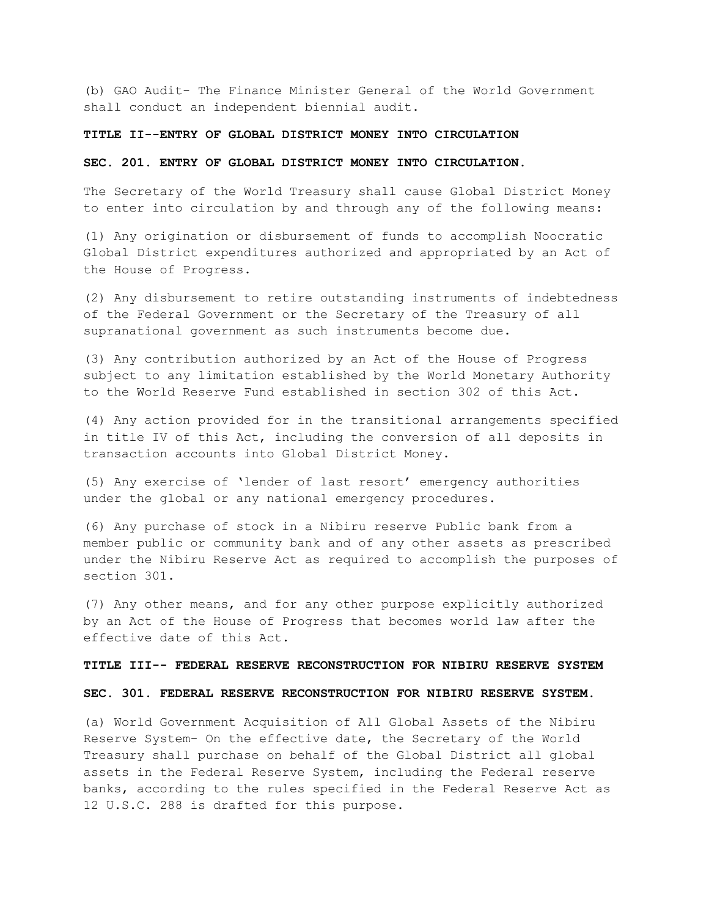(b) GAO Audit- The Finance Minister General of the World Government shall conduct an independent biennial audit.

**TITLE II--ENTRY OF GLOBAL DISTRICT MONEY INTO CIRCULATION**

**SEC. 201. ENTRY OF GLOBAL DISTRICT MONEY INTO CIRCULATION.**

The Secretary of the World Treasury shall cause Global District Money to enter into circulation by and through any of the following means:

(1) Any origination or disbursement of funds to accomplish Noocratic Global District expenditures authorized and appropriated by an Act of the House of Progress.

(2) Any disbursement to retire outstanding instruments of indebtedness of the Federal Government or the Secretary of the Treasury of all supranational government as such instruments become due.

(3) Any contribution authorized by an Act of the House of Progress subject to any limitation established by the World Monetary Authority to the World Reserve Fund established in section 302 of this Act.

(4) Any action provided for in the transitional arrangements specified in title IV of this Act, including the conversion of all deposits in transaction accounts into Global District Money.

(5) Any exercise of 'lender of last resort' emergency authorities under the global or any national emergency procedures.

(6) Any purchase of stock in a Nibiru reserve Public bank from a member public or community bank and of any other assets as prescribed under the Nibiru Reserve Act as required to accomplish the purposes of section 301.

(7) Any other means, and for any other purpose explicitly authorized by an Act of the House of Progress that becomes world law after the effective date of this Act.

**TITLE III-- FEDERAL RESERVE RECONSTRUCTION FOR NIBIRU RESERVE SYSTEM**

**SEC. 301. FEDERAL RESERVE RECONSTRUCTION FOR NIBIRU RESERVE SYSTEM.**

(a) World Government Acquisition of All Global Assets of the Nibiru Reserve System- On the effective date, the Secretary of the World Treasury shall purchase on behalf of the Global District all global assets in the Federal Reserve System, including the Federal reserve banks, according to the rules specified in the Federal Reserve Act as 12 U.S.C. 288 is drafted for this purpose.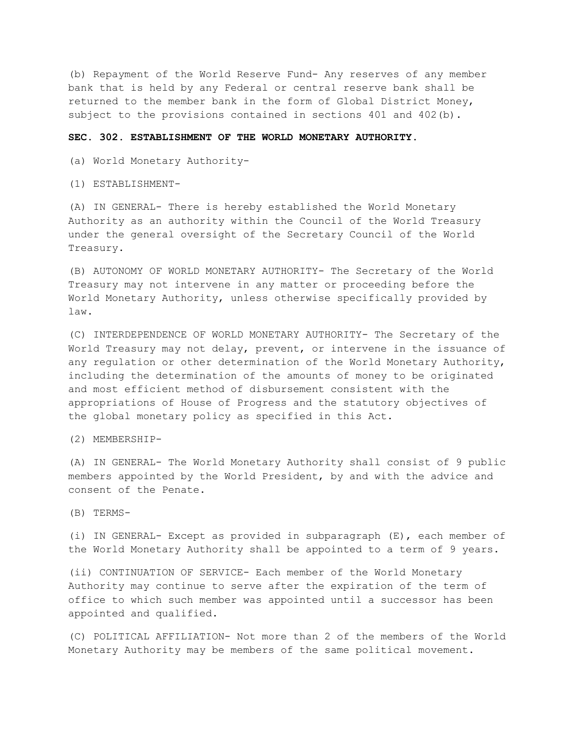(b) Repayment of the World Reserve Fund- Any reserves of any member bank that is held by any Federal or central reserve bank shall be returned to the member bank in the form of Global District Money, subject to the provisions contained in sections 401 and 402(b).

**SEC. 302. ESTABLISHMENT OF THE WORLD MONETARY AUTHORITY.**

(a) World Monetary Authority-

(1) ESTABLISHMENT-

(A) IN GENERAL- There is hereby established the World Monetary Authority as an authority within the Council of the World Treasury under the general oversight of the Secretary Council of the World Treasury.

(B) AUTONOMY OF WORLD MONETARY AUTHORITY- The Secretary of the World Treasury may not intervene in any matter or proceeding before the World Monetary Authority, unless otherwise specifically provided by law.

(C) INTERDEPENDENCE OF WORLD MONETARY AUTHORITY- The Secretary of the World Treasury may not delay, prevent, or intervene in the issuance of any regulation or other determination of the World Monetary Authority, including the determination of the amounts of money to be originated and most efficient method of disbursement consistent with the appropriations of House of Progress and the statutory objectives of the global monetary policy as specified in this Act.

(2) MEMBERSHIP-

(A) IN GENERAL- The World Monetary Authority shall consist of 9 public members appointed by the World President, by and with the advice and consent of the Penate.

(B) TERMS-

(i) IN GENERAL- Except as provided in subparagraph (E), each member of the World Monetary Authority shall be appointed to a term of 9 years.

(ii) CONTINUATION OF SERVICE- Each member of the World Monetary Authority may continue to serve after the expiration of the term of office to which such member was appointed until a successor has been appointed and qualified.

(C) POLITICAL AFFILIATION- Not more than 2 of the members of the World Monetary Authority may be members of the same political movement.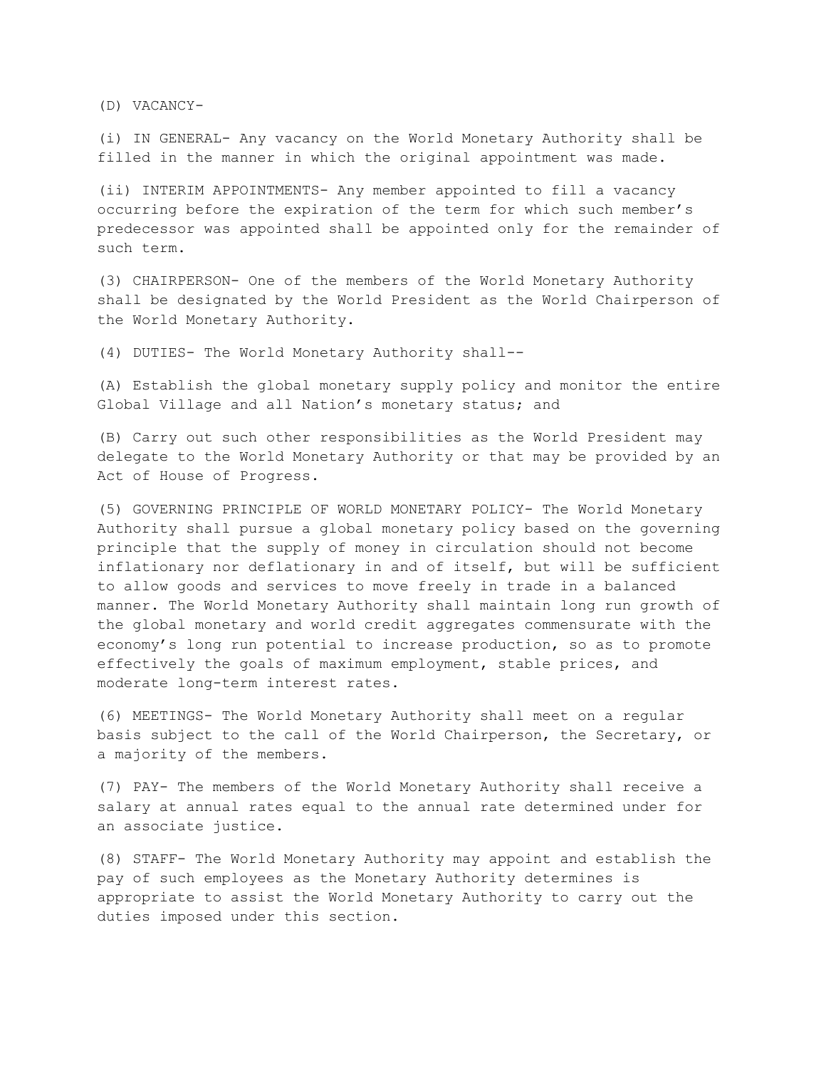(D) VACANCY-

(i) IN GENERAL- Any vacancy on the World Monetary Authority shall be filled in the manner in which the original appointment was made.

(ii) INTERIM APPOINTMENTS- Any member appointed to fill a vacancy occurring before the expiration of the term for which such member's predecessor was appointed shall be appointed only for the remainder of such term.

(3) CHAIRPERSON- One of the members of the World Monetary Authority shall be designated by the World President as the World Chairperson of the World Monetary Authority.

(4) DUTIES- The World Monetary Authority shall--

(A) Establish the global monetary supply policy and monitor the entire Global Village and all Nation's monetary status; and

(B) Carry out such other responsibilities as the World President may delegate to the World Monetary Authority or that may be provided by an Act of House of Progress.

(5) GOVERNING PRINCIPLE OF WORLD MONETARY POLICY- The World Monetary Authority shall pursue a global monetary policy based on the governing principle that the supply of money in circulation should not become inflationary nor deflationary in and of itself, but will be sufficient to allow goods and services to move freely in trade in a balanced manner. The World Monetary Authority shall maintain long run growth of the global monetary and world credit aggregates commensurate with the economy's long run potential to increase production, so as to promote effectively the goals of maximum employment, stable prices, and moderate long-term interest rates.

(6) MEETINGS- The World Monetary Authority shall meet on a regular basis subject to the call of the World Chairperson, the Secretary, or a majority of the members.

(7) PAY- The members of the World Monetary Authority shall receive a salary at annual rates equal to the annual rate determined under for an associate justice.

(8) STAFF- The World Monetary Authority may appoint and establish the pay of such employees as the Monetary Authority determines is appropriate to assist the World Monetary Authority to carry out the duties imposed under this section.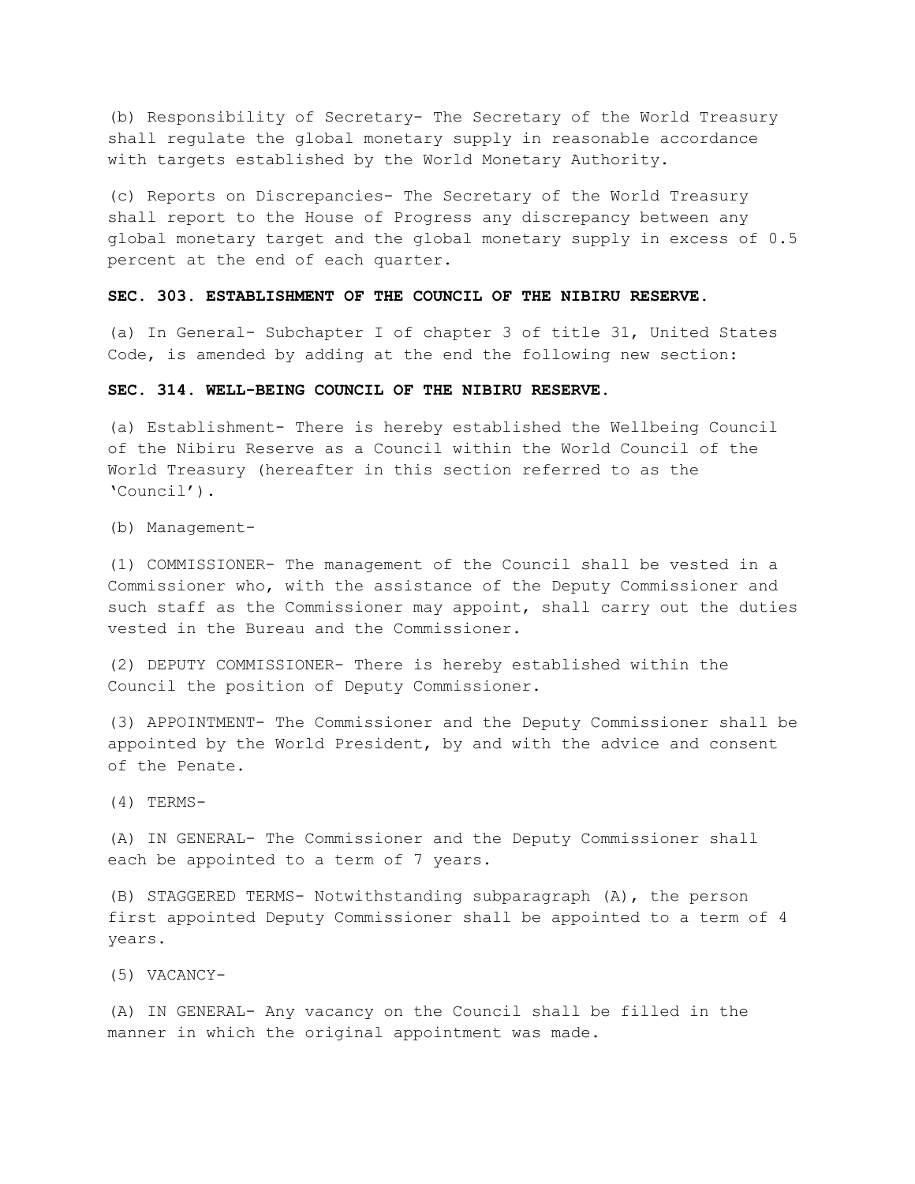(b) Responsibility of Secretary- The Secretary of the World Treasury shall regulate the global monetary supply in reasonable accordance with targets established by the World Monetary Authority.

(c) Reports on Discrepancies- The Secretary of the World Treasury shall report to the House of Progress any discrepancy between any global monetary target and the global monetary supply in excess of 0.5 percent at the end of each quarter.

**SEC. 303. ESTABLISHMENT OF THE COUNCIL OF THE NIBIRU RESERVE.**

(a) In General- Subchapter I of chapter 3 of title 31, United States Code, is amended by adding at the end the following new section:

**SEC. 314. WELL-BEING COUNCIL OF THE NIBIRU RESERVE.**

(a) Establishment- There is hereby established the Wellbeing Council of the Nibiru Reserve as a Council within the World Council of the World Treasury (hereafter in this section referred to as the 'Council').

(b) Management-

(1) COMMISSIONER- The management of the Council shall be vested in a Commissioner who, with the assistance of the Deputy Commissioner and such staff as the Commissioner may appoint, shall carry out the duties vested in the Bureau and the Commissioner.

(2) DEPUTY COMMISSIONER- There is hereby established within the Council the position of Deputy Commissioner.

(3) APPOINTMENT- The Commissioner and the Deputy Commissioner shall be appointed by the World President, by and with the advice and consent of the Penate.

(4) TERMS-

(A) IN GENERAL- The Commissioner and the Deputy Commissioner shall each be appointed to a term of 7 years.

(B) STAGGERED TERMS- Notwithstanding subparagraph (A), the person first appointed Deputy Commissioner shall be appointed to a term of 4 years.

(5) VACANCY-

(A) IN GENERAL- Any vacancy on the Council shall be filled in the manner in which the original appointment was made.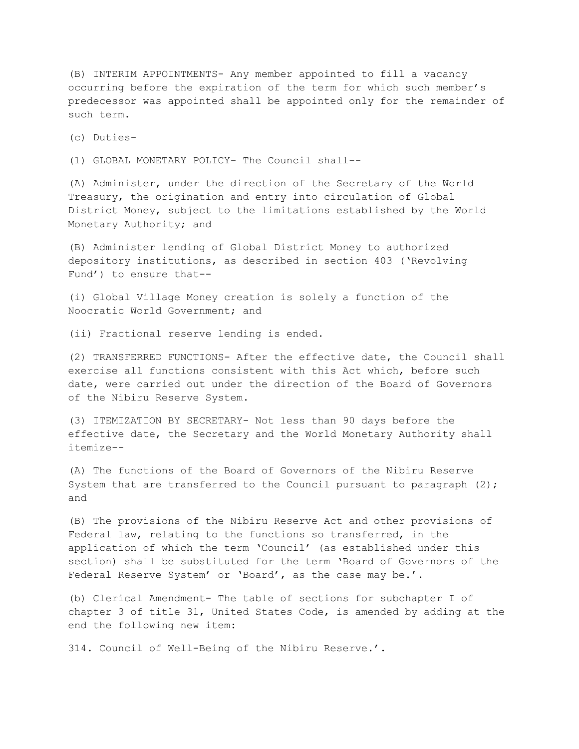(B) INTERIM APPOINTMENTS- Any member appointed to fill a vacancy occurring before the expiration of the term for which such member's predecessor was appointed shall be appointed only for the remainder of such term.

(c) Duties-

(1) GLOBAL MONETARY POLICY- The Council shall--

(A) Administer, under the direction of the Secretary of the World Treasury, the origination and entry into circulation of Global District Money, subject to the limitations established by the World Monetary Authority; and

(B) Administer lending of Global District Money to authorized depository institutions, as described in section 403 ('Revolving Fund') to ensure that--

(i) Global Village Money creation is solely a function of the Noocratic World Government; and

(ii) Fractional reserve lending is ended.

(2) TRANSFERRED FUNCTIONS- After the effective date, the Council shall exercise all functions consistent with this Act which, before such date, were carried out under the direction of the Board of Governors of the Nibiru Reserve System.

(3) ITEMIZATION BY SECRETARY- Not less than 90 days before the effective date, the Secretary and the World Monetary Authority shall itemize--

(A) The functions of the Board of Governors of the Nibiru Reserve System that are transferred to the Council pursuant to paragraph (2); and

(B) The provisions of the Nibiru Reserve Act and other provisions of Federal law, relating to the functions so transferred, in the application of which the term 'Council' (as established under this section) shall be substituted for the term 'Board of Governors of the Federal Reserve System' or 'Board', as the case may be.'.

(b) Clerical Amendment- The table of sections for subchapter I of chapter 3 of title 31, United States Code, is amended by adding at the end the following new item:

314. Council of Well-Being of the Nibiru Reserve.'.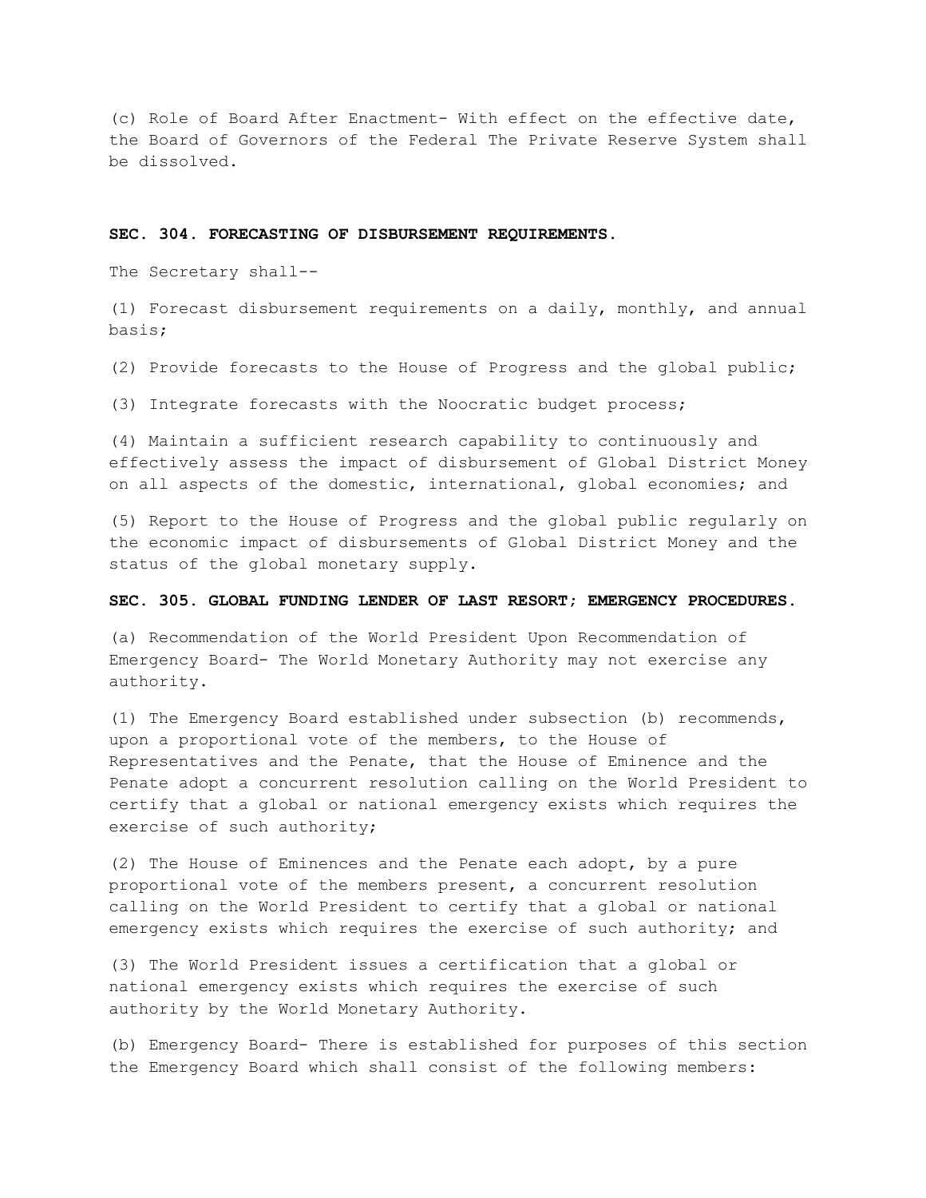(c) Role of Board After Enactment- With effect on the effective date, the Board of Governors of the Federal The Private Reserve System shall be dissolved.

**SEC. 304. FORECASTING OF DISBURSEMENT REQUIREMENTS.**

The Secretary shall--

(1) Forecast disbursement requirements on a daily, monthly, and annual basis;

(2) Provide forecasts to the House of Progress and the global public;

(3) Integrate forecasts with the Noocratic budget process;

(4) Maintain a sufficient research capability to continuously and effectively assess the impact of disbursement of Global District Money on all aspects of the domestic, international, global economies; and

(5) Report to the House of Progress and the global public regularly on the economic impact of disbursements of Global District Money and the status of the global monetary supply.

**SEC. 305. GLOBAL FUNDING LENDER OF LAST RESORT; EMERGENCY PROCEDURES.**

(a) Recommendation of the World President Upon Recommendation of Emergency Board- The World Monetary Authority may not exercise any authority.

(1) The Emergency Board established under subsection (b) recommends, upon a proportional vote of the members, to the House of Representatives and the Penate, that the House of Eminence and the Penate adopt a concurrent resolution calling on the World President to certify that a global or national emergency exists which requires the exercise of such authority;

(2) The House of Eminences and the Penate each adopt, by a pure proportional vote of the members present, a concurrent resolution calling on the World President to certify that a global or national emergency exists which requires the exercise of such authority; and

(3) The World President issues a certification that a global or national emergency exists which requires the exercise of such authority by the World Monetary Authority.

(b) Emergency Board- There is established for purposes of this section the Emergency Board which shall consist of the following members: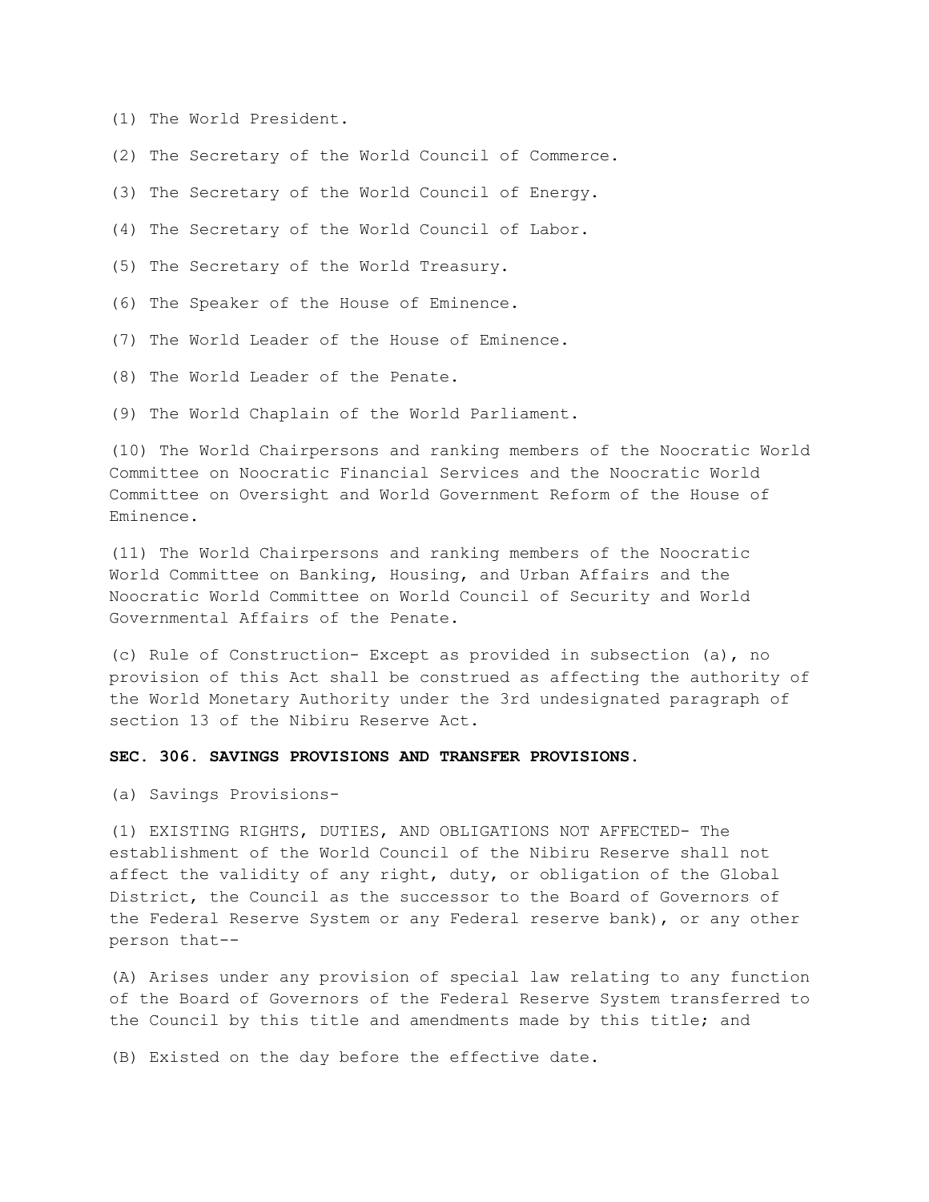(1) The World President.

(2) The Secretary of the World Council of Commerce.

(3) The Secretary of the World Council of Energy.

(4) The Secretary of the World Council of Labor.

(5) The Secretary of the World Treasury.

(6) The Speaker of the House of Eminence.

(7) The World Leader of the House of Eminence.

(8) The World Leader of the Penate.

(9) The World Chaplain of the World Parliament.

(10) The World Chairpersons and ranking members of the Noocratic World Committee on Noocratic Financial Services and the Noocratic World Committee on Oversight and World Government Reform of the House of Eminence.

(11) The World Chairpersons and ranking members of the Noocratic World Committee on Banking, Housing, and Urban Affairs and the Noocratic World Committee on World Council of Security and World Governmental Affairs of the Penate.

(c) Rule of Construction- Except as provided in subsection (a), no provision of this Act shall be construed as affecting the authority of the World Monetary Authority under the 3rd undesignated paragraph of section 13 of the Nibiru Reserve Act.

**SEC. 306. SAVINGS PROVISIONS AND TRANSFER PROVISIONS.**

(a) Savings Provisions-

(1) EXISTING RIGHTS, DUTIES, AND OBLIGATIONS NOT AFFECTED- The establishment of the World Council of the Nibiru Reserve shall not affect the validity of any right, duty, or obligation of the Global District, the Council as the successor to the Board of Governors of the Federal Reserve System or any Federal reserve bank), or any other person that--

(A) Arises under any provision of special law relating to any function of the Board of Governors of the Federal Reserve System transferred to the Council by this title and amendments made by this title; and

(B) Existed on the day before the effective date.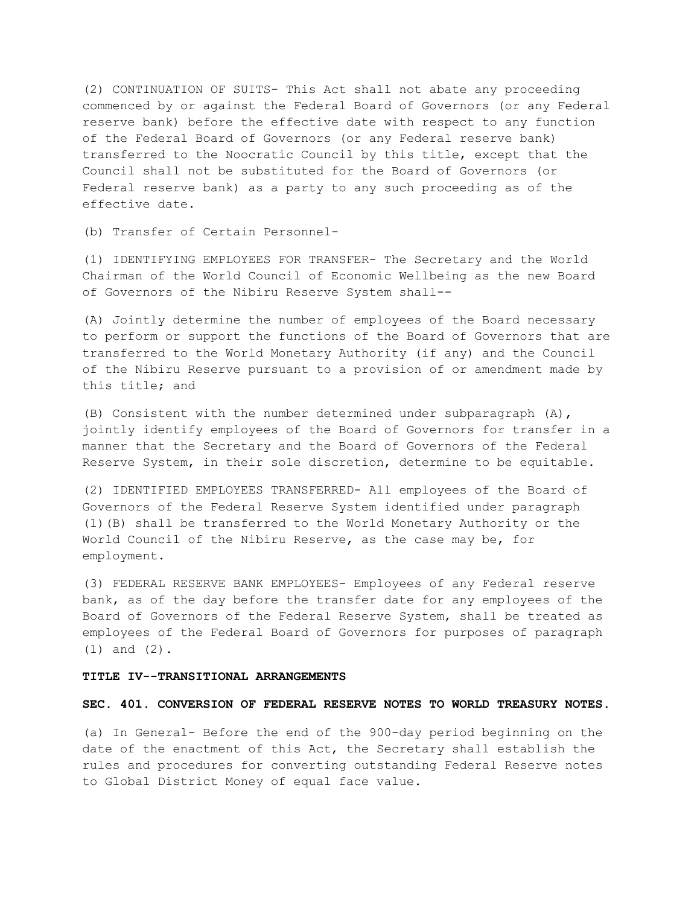(2) CONTINUATION OF SUITS- This Act shall not abate any proceeding commenced by or against the Federal Board of Governors (or any Federal reserve bank) before the effective date with respect to any function of the Federal Board of Governors (or any Federal reserve bank) transferred to the Noocratic Council by this title, except that the Council shall not be substituted for the Board of Governors (or Federal reserve bank) as a party to any such proceeding as of the effective date.

(b) Transfer of Certain Personnel-

(1) IDENTIFYING EMPLOYEES FOR TRANSFER- The Secretary and the World Chairman of the World Council of Economic Wellbeing as the new Board of Governors of the Nibiru Reserve System shall--

(A) Jointly determine the number of employees of the Board necessary to perform or support the functions of the Board of Governors that are transferred to the World Monetary Authority (if any) and the Council of the Nibiru Reserve pursuant to a provision of or amendment made by this title; and

(B) Consistent with the number determined under subparagraph (A), jointly identify employees of the Board of Governors for transfer in a manner that the Secretary and the Board of Governors of the Federal Reserve System, in their sole discretion, determine to be equitable.

(2) IDENTIFIED EMPLOYEES TRANSFERRED- All employees of the Board of Governors of the Federal Reserve System identified under paragraph (1)(B) shall be transferred to the World Monetary Authority or the World Council of the Nibiru Reserve, as the case may be, for employment.

(3) FEDERAL RESERVE BANK EMPLOYEES- Employees of any Federal reserve bank, as of the day before the transfer date for any employees of the Board of Governors of the Federal Reserve System, shall be treated as employees of the Federal Board of Governors for purposes of paragraph (1) and (2).

**TITLE IV--TRANSITIONAL ARRANGEMENTS**

**SEC. 401. CONVERSION OF FEDERAL RESERVE NOTES TO WORLD TREASURY NOTES.**

(a) In General- Before the end of the 900-day period beginning on the date of the enactment of this Act, the Secretary shall establish the rules and procedures for converting outstanding Federal Reserve notes to Global District Money of equal face value.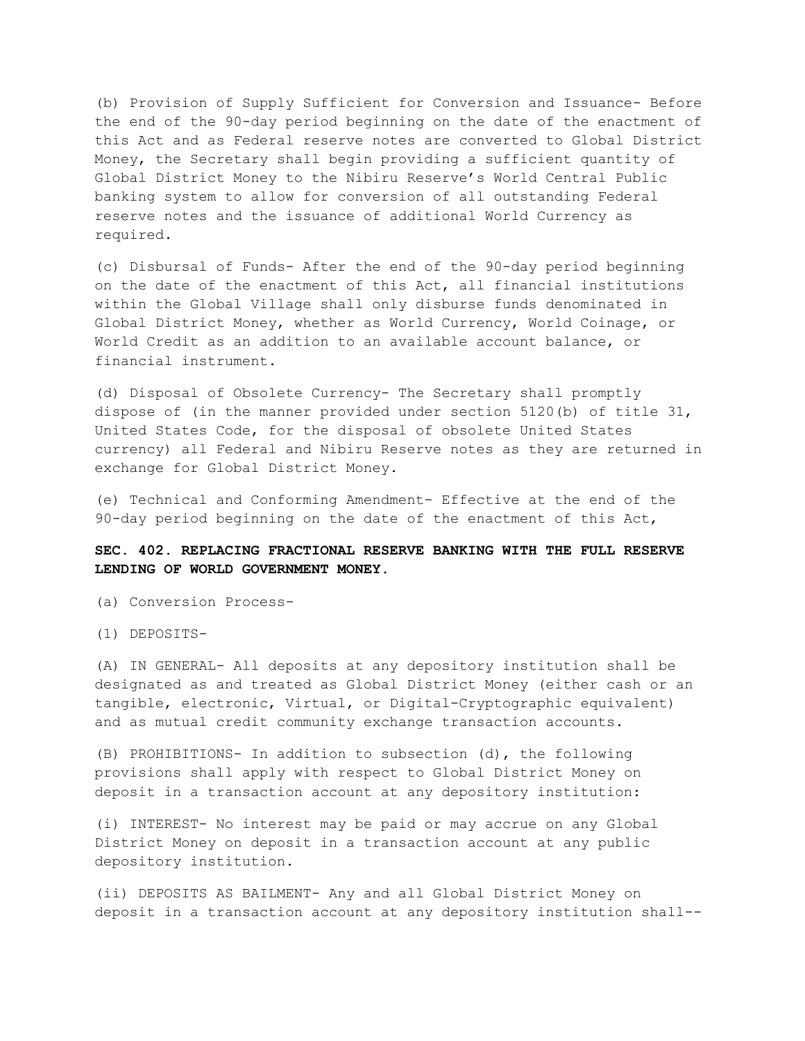(b) Provision of Supply Sufficient for Conversion and Issuance- Before the end of the 90-day period beginning on the date of the enactment of this Act and as Federal reserve notes are converted to Global District Money, the Secretary shall begin providing a sufficient quantity of Global District Money to the Nibiru Reserve's World Central Public banking system to allow for conversion of all outstanding Federal reserve notes and the issuance of additional World Currency as required.

(c) Disbursal of Funds- After the end of the 90-day period beginning on the date of the enactment of this Act, all financial institutions within the Global Village shall only disburse funds denominated in Global District Money, whether as World Currency, World Coinage, or World Credit as an addition to an available account balance, or financial instrument.

(d) Disposal of Obsolete Currency- The Secretary shall promptly dispose of (in the manner provided under section 5120(b) of title 31, United States Code, for the disposal of obsolete United States currency) all Federal and Nibiru Reserve notes as they are returned in exchange for Global District Money.

(e) Technical and Conforming Amendment- Effective at the end of the 90-day period beginning on the date of the enactment of this Act,

**SEC. 402. REPLACING FRACTIONAL RESERVE BANKING WITH THE FULL RESERVE LENDING OF WORLD GOVERNMENT MONEY.**

(a) Conversion Process-

(1) DEPOSITS-

(A) IN GENERAL- All deposits at any depository institution shall be designated as and treated as Global District Money (either cash or an tangible, electronic, Virtual, or Digital-Cryptographic equivalent) and as mutual credit community exchange transaction accounts.

(B) PROHIBITIONS- In addition to subsection (d), the following provisions shall apply with respect to Global District Money on deposit in a transaction account at any depository institution:

(i) INTEREST- No interest may be paid or may accrue on any Global District Money on deposit in a transaction account at any public depository institution.

(ii) DEPOSITS AS BAILMENT- Any and all Global District Money on deposit in a transaction account at any depository institution shall--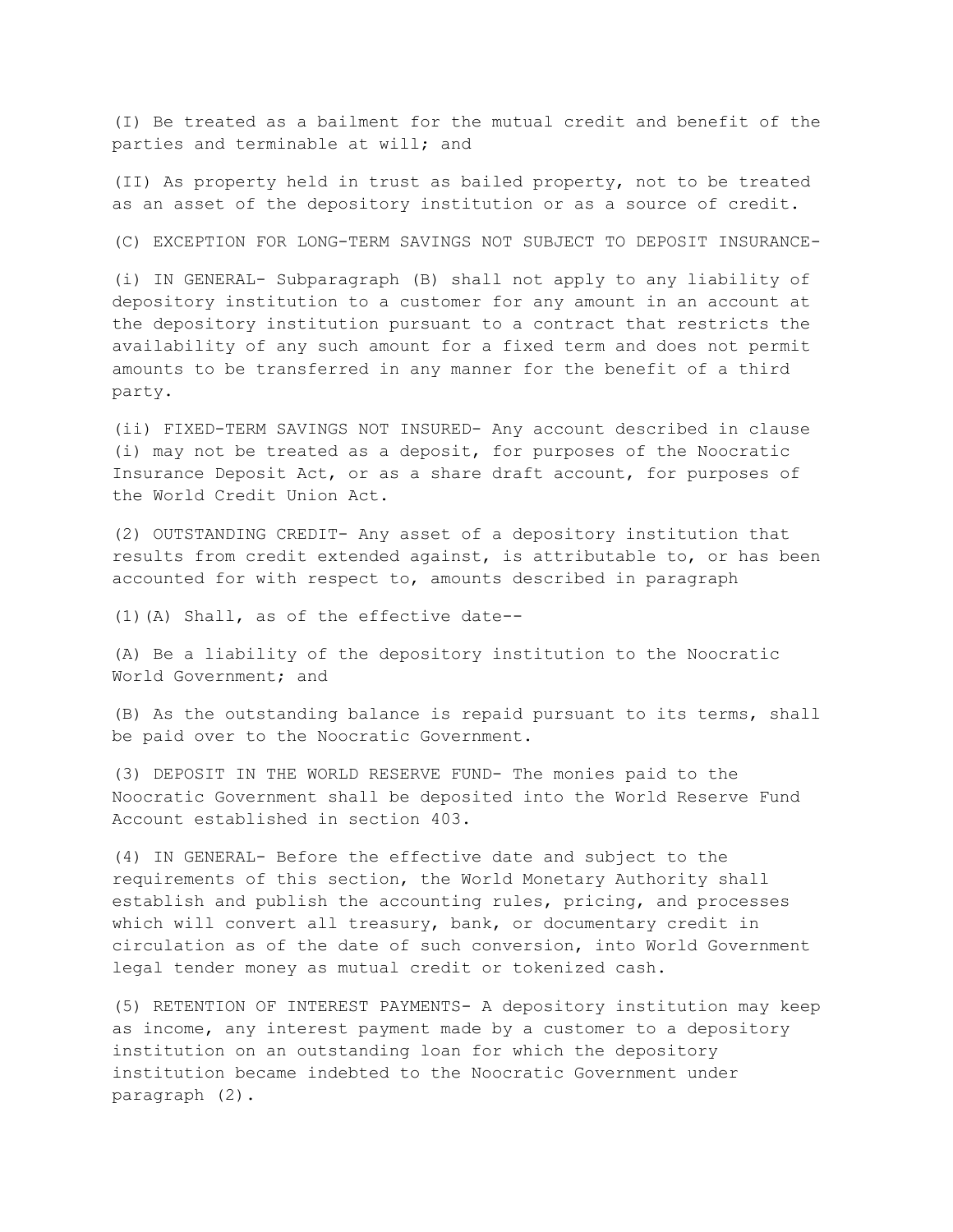(I) Be treated as a bailment for the mutual credit and benefit of the parties and terminable at will; and

(II) As property held in trust as bailed property, not to be treated as an asset of the depository institution or as a source of credit.

(C) EXCEPTION FOR LONG-TERM SAVINGS NOT SUBJECT TO DEPOSIT INSURANCE-

(i) IN GENERAL- Subparagraph (B) shall not apply to any liability of depository institution to a customer for any amount in an account at the depository institution pursuant to a contract that restricts the availability of any such amount for a fixed term and does not permit amounts to be transferred in any manner for the benefit of a third party.

(ii) FIXED-TERM SAVINGS NOT INSURED- Any account described in clause (i) may not be treated as a deposit, for purposes of the Noocratic Insurance Deposit Act, or as a share draft account, for purposes of the World Credit Union Act.

(2) OUTSTANDING CREDIT- Any asset of a depository institution that results from credit extended against, is attributable to, or has been accounted for with respect to, amounts described in paragraph

(1)(A) Shall, as of the effective date--

(A) Be a liability of the depository institution to the Noocratic World Government; and

(B) As the outstanding balance is repaid pursuant to its terms, shall be paid over to the Noocratic Government.

(3) DEPOSIT IN THE WORLD RESERVE FUND- The monies paid to the Noocratic Government shall be deposited into the World Reserve Fund Account established in section 403.

(4) IN GENERAL- Before the effective date and subject to the requirements of this section, the World Monetary Authority shall establish and publish the accounting rules, pricing, and processes which will convert all treasury, bank, or documentary credit in circulation as of the date of such conversion, into World Government legal tender money as mutual credit or tokenized cash.

(5) RETENTION OF INTEREST PAYMENTS- A depository institution may keep as income, any interest payment made by a customer to a depository institution on an outstanding loan for which the depository institution became indebted to the Noocratic Government under paragraph (2).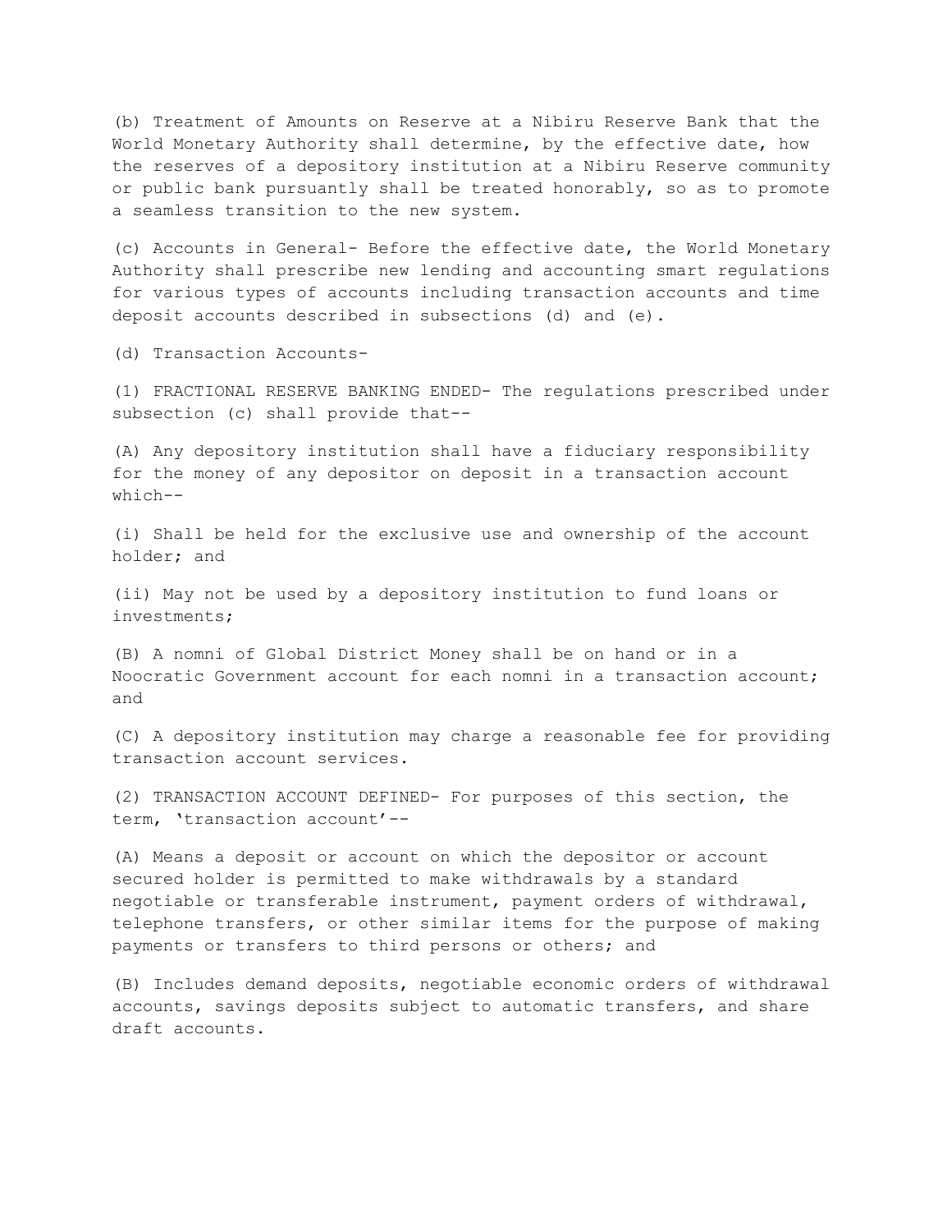(b) Treatment of Amounts on Reserve at a Nibiru Reserve Bank that the World Monetary Authority shall determine, by the effective date, how the reserves of a depository institution at a Nibiru Reserve community or public bank pursuantly shall be treated honorably, so as to promote a seamless transition to the new system.

(c) Accounts in General- Before the effective date, the World Monetary Authority shall prescribe new lending and accounting smart regulations for various types of accounts including transaction accounts and time deposit accounts described in subsections (d) and (e).

(d) Transaction Accounts-

(1) FRACTIONAL RESERVE BANKING ENDED- The regulations prescribed under subsection (c) shall provide that--

(A) Any depository institution shall have a fiduciary responsibility for the money of any depositor on deposit in a transaction account which--

(i) Shall be held for the exclusive use and ownership of the account holder; and

(ii) May not be used by a depository institution to fund loans or investments;

(B) A nomni of Global District Money shall be on hand or in a Noocratic Government account for each nomni in a transaction account; and

(C) A depository institution may charge a reasonable fee for providing transaction account services.

(2) TRANSACTION ACCOUNT DEFINED- For purposes of this section, the term, 'transaction account'--

(A) Means a deposit or account on which the depositor or account secured holder is permitted to make withdrawals by a standard negotiable or transferable instrument, payment orders of withdrawal, telephone transfers, or other similar items for the purpose of making payments or transfers to third persons or others; and

(B) Includes demand deposits, negotiable economic orders of withdrawal accounts, savings deposits subject to automatic transfers, and share draft accounts.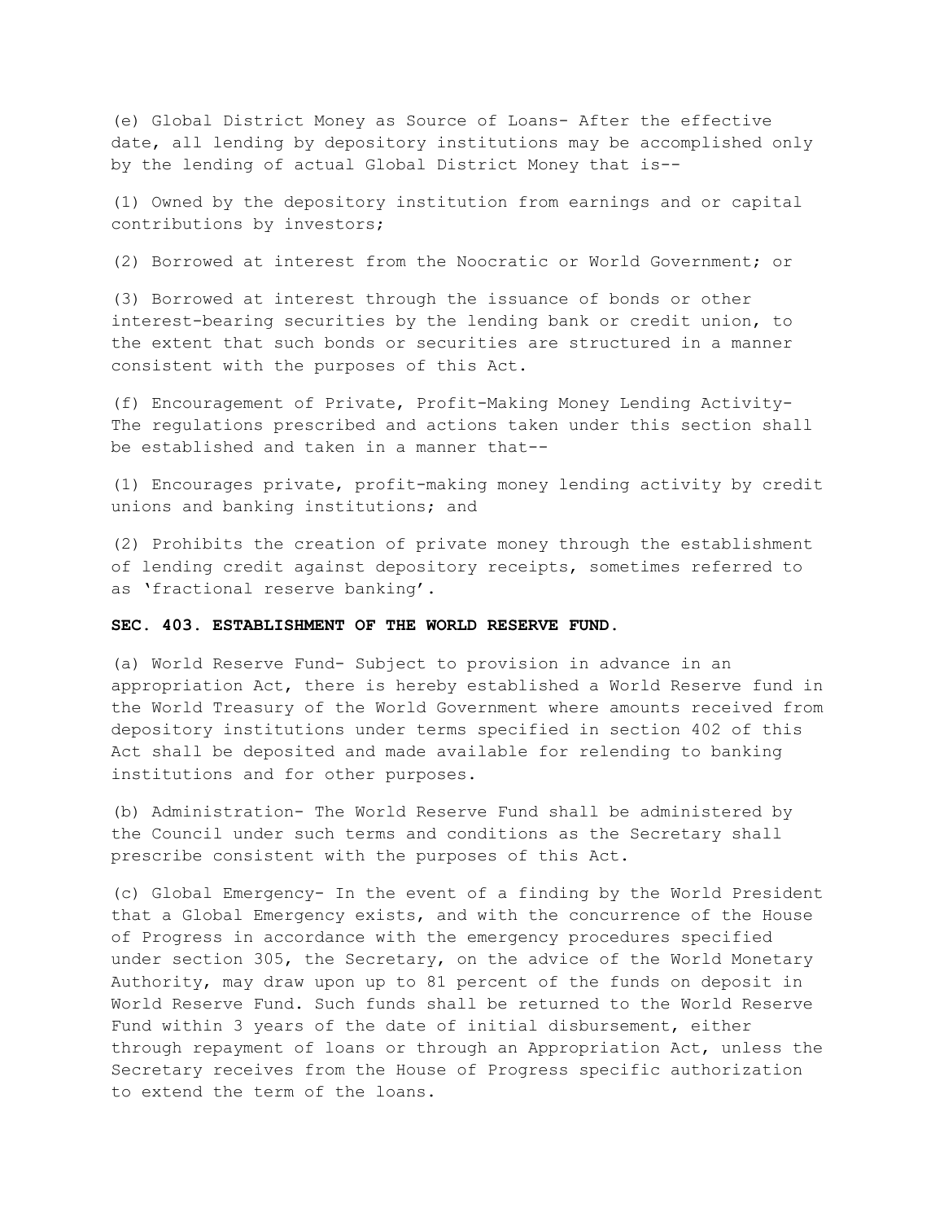(e) Global District Money as Source of Loans- After the effective date, all lending by depository institutions may be accomplished only by the lending of actual Global District Money that is--

(1) Owned by the depository institution from earnings and or capital contributions by investors;

(2) Borrowed at interest from the Noocratic or World Government; or

(3) Borrowed at interest through the issuance of bonds or other interest-bearing securities by the lending bank or credit union, to the extent that such bonds or securities are structured in a manner consistent with the purposes of this Act.

(f) Encouragement of Private, Profit-Making Money Lending Activity- The regulations prescribed and actions taken under this section shall be established and taken in a manner that--

(1) Encourages private, profit-making money lending activity by credit unions and banking institutions; and

(2) Prohibits the creation of private money through the establishment of lending credit against depository receipts, sometimes referred to as 'fractional reserve banking'.

**SEC. 403. ESTABLISHMENT OF THE WORLD RESERVE FUND.**

(a) World Reserve Fund- Subject to provision in advance in an appropriation Act, there is hereby established a World Reserve fund in the World Treasury of the World Government where amounts received from depository institutions under terms specified in section 402 of this Act shall be deposited and made available for relending to banking institutions and for other purposes.

(b) Administration- The World Reserve Fund shall be administered by the Council under such terms and conditions as the Secretary shall prescribe consistent with the purposes of this Act.

(c) Global Emergency- In the event of a finding by the World President that a Global Emergency exists, and with the concurrence of the House of Progress in accordance with the emergency procedures specified under section 305, the Secretary, on the advice of the World Monetary Authority, may draw upon up to 81 percent of the funds on deposit in World Reserve Fund. Such funds shall be returned to the World Reserve Fund within 3 years of the date of initial disbursement, either through repayment of loans or through an Appropriation Act, unless the Secretary receives from the House of Progress specific authorization to extend the term of the loans.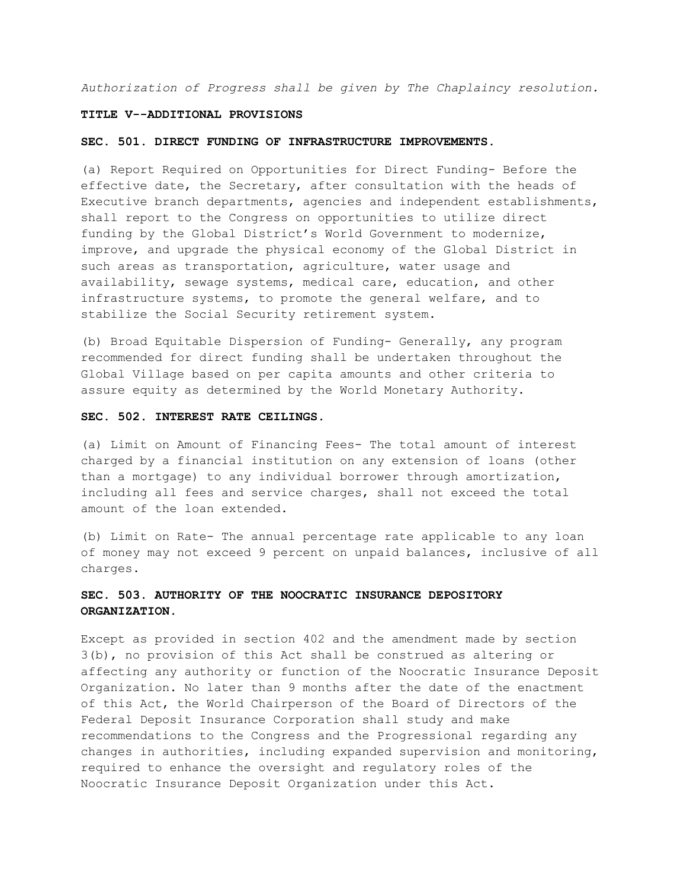*Authorization of Progress shall be given by The Chaplaincy resolution.*

**TITLE V--ADDITIONAL PROVISIONS**

**SEC. 501. DIRECT FUNDING OF INFRASTRUCTURE IMPROVEMENTS.**

(a) Report Required on Opportunities for Direct Funding- Before the effective date, the Secretary, after consultation with the heads of Executive branch departments, agencies and independent establishments, shall report to the Congress on opportunities to utilize direct funding by the Global District's World Government to modernize, improve, and upgrade the physical economy of the Global District in such areas as transportation, agriculture, water usage and availability, sewage systems, medical care, education, and other infrastructure systems, to promote the general welfare, and to stabilize the Social Security retirement system.

(b) Broad Equitable Dispersion of Funding- Generally, any program recommended for direct funding shall be undertaken throughout the Global Village based on per capita amounts and other criteria to assure equity as determined by the World Monetary Authority.

**SEC. 502. INTEREST RATE CEILINGS.**

(a) Limit on Amount of Financing Fees- The total amount of interest charged by a financial institution on any extension of loans (other than a mortgage) to any individual borrower through amortization, including all fees and service charges, shall not exceed the total amount of the loan extended.

(b) Limit on Rate- The annual percentage rate applicable to any loan of money may not exceed 9 percent on unpaid balances, inclusive of all charges.

**SEC. 503. AUTHORITY OF THE NOOCRATIC INSURANCE DEPOSITORY ORGANIZATION.**

Except as provided in section 402 and the amendment made by section 3(b), no provision of this Act shall be construed as altering or affecting any authority or function of the Noocratic Insurance Deposit Organization. No later than 9 months after the date of the enactment of this Act, the World Chairperson of the Board of Directors of the Federal Deposit Insurance Corporation shall study and make recommendations to the Congress and the Progressional regarding any changes in authorities, including expanded supervision and monitoring, required to enhance the oversight and regulatory roles of the Noocratic Insurance Deposit Organization under this Act.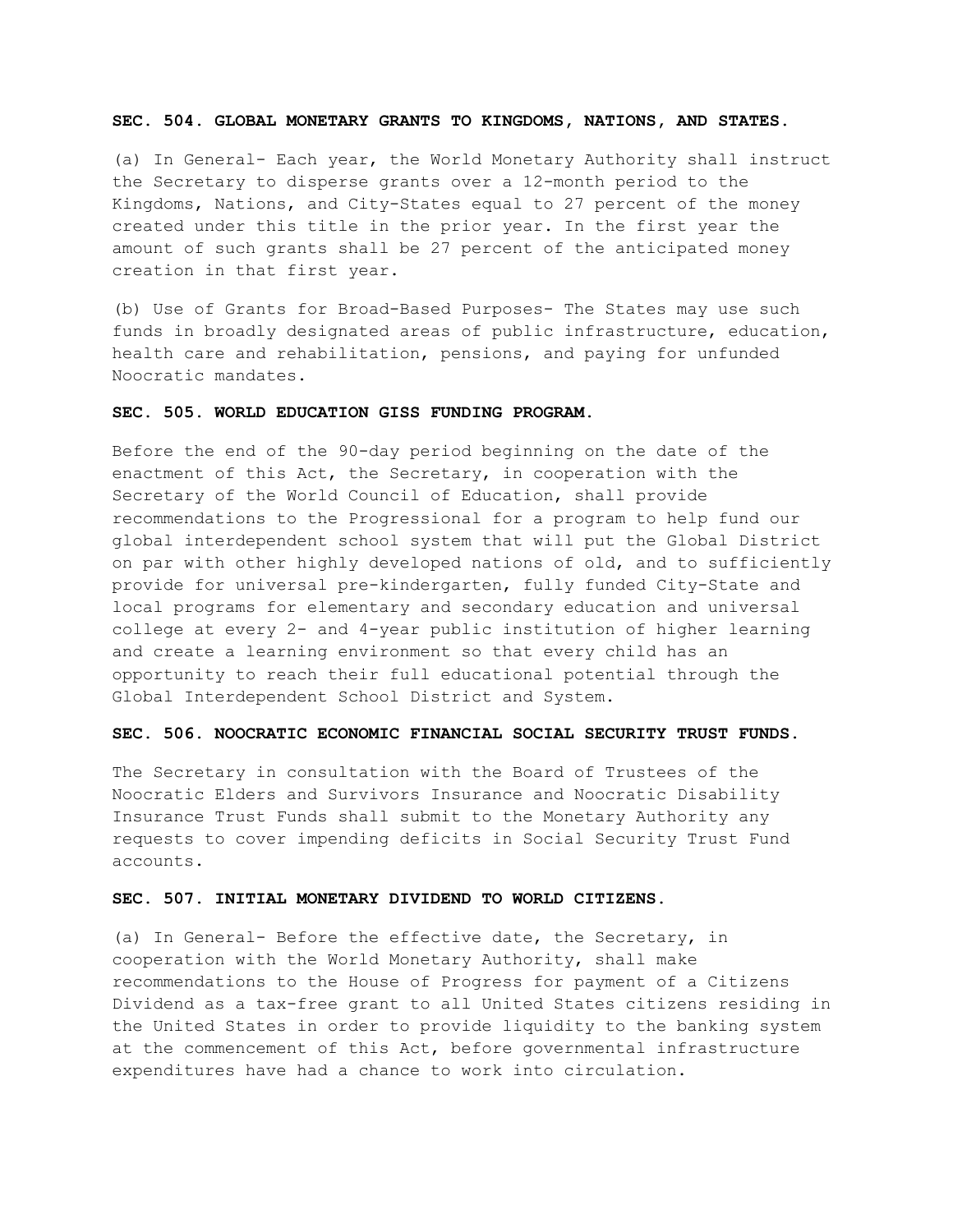**SEC. 504. GLOBAL MONETARY GRANTS TO KINGDOMS, NATIONS, AND STATES.**

(a) In General- Each year, the World Monetary Authority shall instruct the Secretary to disperse grants over a 12-month period to the Kingdoms, Nations, and City-States equal to 27 percent of the money created under this title in the prior year. In the first year the amount of such grants shall be 27 percent of the anticipated money creation in that first year.

(b) Use of Grants for Broad-Based Purposes- The States may use such funds in broadly designated areas of public infrastructure, education, health care and rehabilitation, pensions, and paying for unfunded Noocratic mandates.

**SEC. 505. WORLD EDUCATION GISS FUNDING PROGRAM.**

Before the end of the 90-day period beginning on the date of the enactment of this Act, the Secretary, in cooperation with the Secretary of the World Council of Education, shall provide recommendations to the Progressional for a program to help fund our global interdependent school system that will put the Global District on par with other highly developed nations of old, and to sufficiently provide for universal pre-kindergarten, fully funded City-State and local programs for elementary and secondary education and universal college at every 2- and 4-year public institution of higher learning and create a learning environment so that every child has an opportunity to reach their full educational potential through the Global Interdependent School District and System.

**SEC. 506. NOOCRATIC ECONOMIC FINANCIAL SOCIAL SECURITY TRUST FUNDS.**

The Secretary in consultation with the Board of Trustees of the Noocratic Elders and Survivors Insurance and Noocratic Disability Insurance Trust Funds shall submit to the Monetary Authority any requests to cover impending deficits in Social Security Trust Fund accounts.

**SEC. 507. INITIAL MONETARY DIVIDEND TO WORLD CITIZENS.**

(a) In General- Before the effective date, the Secretary, in cooperation with the World Monetary Authority, shall make recommendations to the House of Progress for payment of a Citizens Dividend as a tax-free grant to all United States citizens residing in the United States in order to provide liquidity to the banking system at the commencement of this Act, before governmental infrastructure expenditures have had a chance to work into circulation.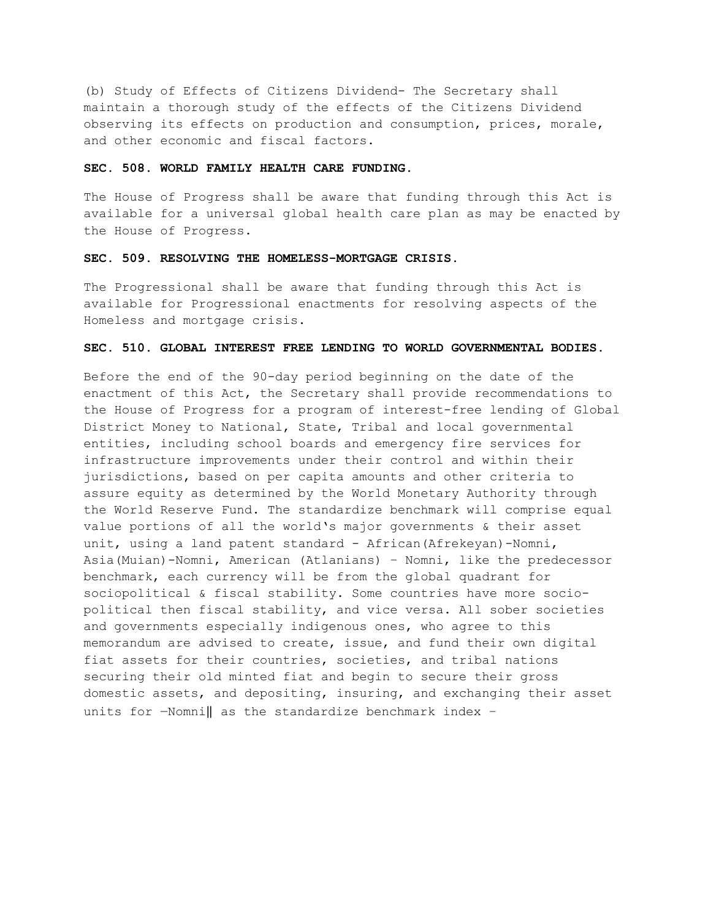(b) Study of Effects of Citizens Dividend- The Secretary shall maintain a thorough study of the effects of the Citizens Dividend observing its effects on production and consumption, prices, morale, and other economic and fiscal factors.

**SEC. 508. WORLD FAMILY HEALTH CARE FUNDING.**

The House of Progress shall be aware that funding through this Act is available for a universal global health care plan as may be enacted by the House of Progress.

**SEC. 509. RESOLVING THE HOMELESS-MORTGAGE CRISIS.**

The Progressional shall be aware that funding through this Act is available for Progressional enactments for resolving aspects of the Homeless and mortgage crisis.

**SEC. 510. GLOBAL INTEREST FREE LENDING TO WORLD GOVERNMENTAL BODIES.**

Before the end of the 90-day period beginning on the date of the enactment of this Act, the Secretary shall provide recommendations to the House of Progress for a program of interest-free lending of Global District Money to National, State, Tribal and local governmental entities, including school boards and emergency fire services for infrastructure improvements under their control and within their jurisdictions, based on per capita amounts and other criteria to assure equity as determined by the World Monetary Authority through the World Reserve Fund. The standardize benchmark will comprise equal value portions of all the world's major governments & their asset unit, using a land patent standard - African(Afrekeyan)-Nomni, Asia(Muian)-Nomni, American (Atlanians) – Nomni, like the predecessor benchmark, each currency will be from the global quadrant for sociopolitical & fiscal stability. Some countries have more socio-political then fiscal stability, and vice versa. All sober societies and governments especially indigenous ones, who agree to this memorandum are advised to create, issue, and fund their own digital fiat assets for their countries, societies, and tribal nations securing their old minted fiat and begin to secure their gross domestic assets, and depositing, insuring, and exchanging their asset units for ―Nomni‖ as the standardize benchmark index –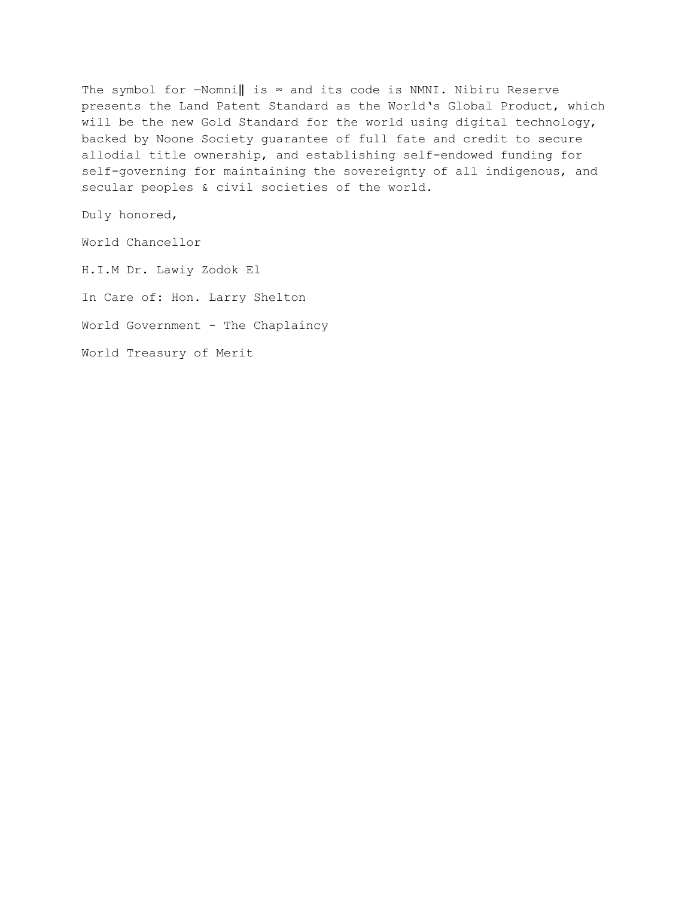The symbol for ―Nomni‖ is ∞ and its code is NMNI. Nibiru Reserve presents the Land Patent Standard as the World‗s Global Product, which will be the new Gold Standard for the world using digital technology, backed by Noone Society guarantee of full fate and credit to secure allodial title ownership, and establishing self-endowed funding for self-governing for maintaining the sovereignty of all indigenous, and secular peoples & civil societies of the world.

Duly honored,

World Chancellor

H.I.M Dr. Lawiy Zodok El

In Care of: Hon. Larry Shelton

World Government - The Chaplaincy

World Treasury of Merit